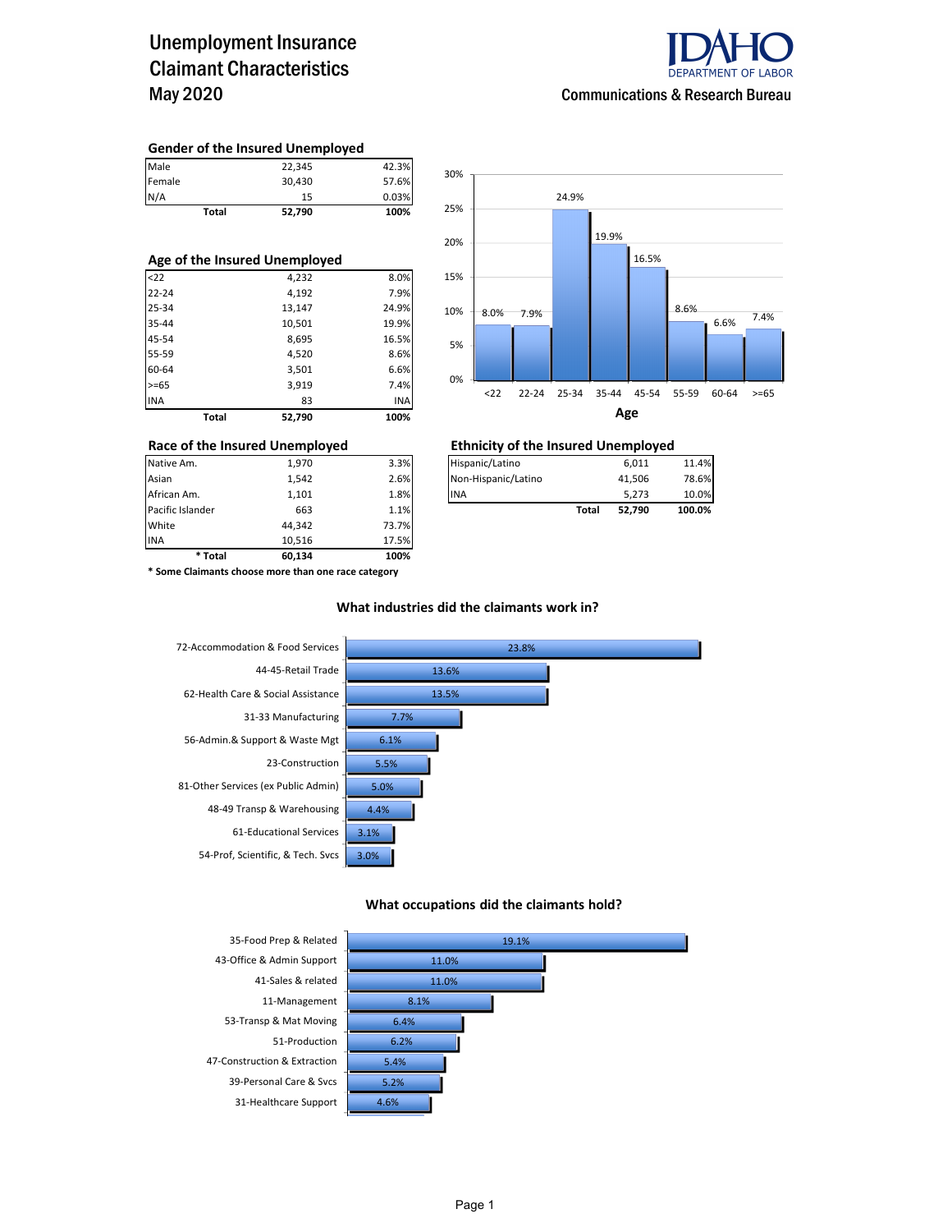# Unemployment Insurance Claimant Characteristics
## May 2020

IDAHO DEPARTMENT OF LABOR
Communications & Research Bureau

### Gender of the Insured Unemployed

| | | |
|---|---|---|
| Male | 22,345 | 42.3% |
| Female | 30,430 | 57.6% |
| N/A | 15 | 0.03% |
| **Total** | **52,790** | **100%** |

### Age of the Insured Unemployed

| | | |
|---|---|---|
| <22 | 4,232 | 8.0% |
| 22-24 | 4,192 | 7.9% |
| 25-34 | 13,147 | 24.9% |
| 35-44 | 10,501 | 19.9% |
| 45-54 | 8,695 | 16.5% |
| 55-59 | 4,520 | 8.6% |
| 60-64 | 3,501 | 6.6% |
| >=65 | 3,919 | 7.4% |
| INA | 83 | INA |
| **Total** | **52,790** | **100%** |

**Age**

| Age | <22 | 22-24 | 25-34 | 35-44 | 45-54 | 55-59 | 60-64 | >=65 |
|---|---|---|---|---|---|---|---|---|
| % | 8.0% | 7.9% | 24.9% | 19.9% | 16.5% | 8.6% | 6.6% | 7.4% |

### Race of the Insured Unemployed

| | | |
|---|---|---|
| Native Am. | 1,970 | 3.3% |
| Asian | 1,542 | 2.6% |
| African Am. | 1,101 | 1.8% |
| Pacific Islander | 663 | 1.1% |
| White | 44,342 | 73.7% |
| INA | 10,516 | 17.5% |
| **\* Total** | **60,134** | **100%** |

**\* Some Claimants choose more than one race category**

### Ethnicity of the Insured Unemployed

| | | |
|---|---|---|
| Hispanic/Latino | 6,011 | 11.4% |
| Non-Hispanic/Latino | 41,506 | 78.6% |
| INA | 5,273 | 10.0% |
| **Total** | **52,790** | **100.0%** |

### What industries did the claimants work in?

| Industry | % |
|---|---|
| 72-Accommodation & Food Services | 23.8% |
| 44-45-Retail Trade | 13.6% |
| 62-Health Care & Social Assistance | 13.5% |
| 31-33 Manufacturing | 7.7% |
| 56-Admin.& Support & Waste Mgt | 6.1% |
| 23-Construction | 5.5% |
| 81-Other Services (ex Public Admin) | 5.0% |
| 48-49 Transp & Warehousing | 4.4% |
| 61-Educational Services | 3.1% |
| 54-Prof, Scientific, & Tech. Svcs | 3.0% |

### What occupations did the claimants hold?

| Occupation | % |
|---|---|
| 35-Food Prep & Related | 19.1% |
| 43-Office & Admin Support | 11.0% |
| 41-Sales & related | 11.0% |
| 11-Management | 8.1% |
| 53-Transp & Mat Moving | 6.4% |
| 51-Production | 6.2% |
| 47-Construction & Extraction | 5.4% |
| 39-Personal Care & Svcs | 5.2% |
| 31-Healthcare Support | 4.6% |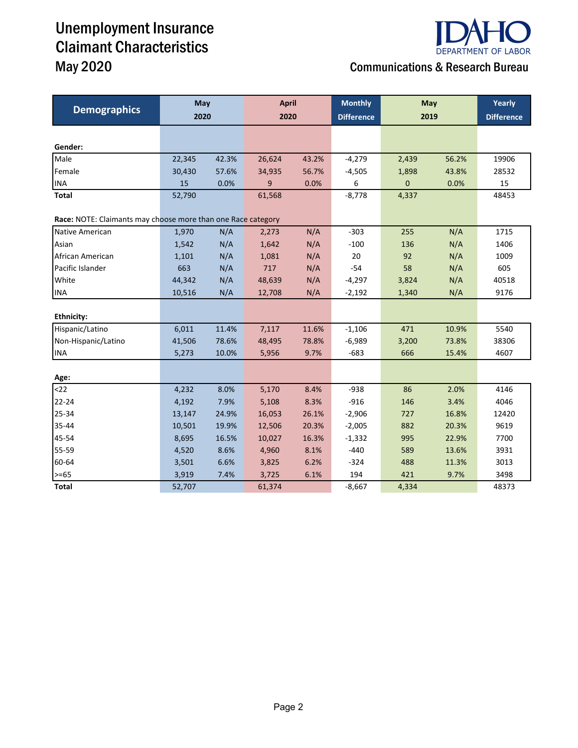# Unemployment Insurance Claimant Characteristics
## May 2020

Communications & Research Bureau

| Demographics | May 2020 | | April 2020 | | Monthly Difference | May 2019 | | Yearly Difference |
|---|---|---|---|---|---|---|---|---|
| **Gender:** | | | | | | | | |
| Male | 22,345 | 42.3% | 26,624 | 43.2% | -4,279 | 2,439 | 56.2% | 19906 |
| Female | 30,430 | 57.6% | 34,935 | 56.7% | -4,505 | 1,898 | 43.8% | 28532 |
| INA | 15 | 0.0% | 9 | 0.0% | 6 | 0 | 0.0% | 15 |
| **Total** | 52,790 | | 61,568 | | -8,778 | 4,337 | | 48453 |
| **Race:** NOTE: Claimants may choose more than one Race category | | | | | | | | |
| Native American | 1,970 | N/A | 2,273 | N/A | -303 | 255 | N/A | 1715 |
| Asian | 1,542 | N/A | 1,642 | N/A | -100 | 136 | N/A | 1406 |
| African American | 1,101 | N/A | 1,081 | N/A | 20 | 92 | N/A | 1009 |
| Pacific Islander | 663 | N/A | 717 | N/A | -54 | 58 | N/A | 605 |
| White | 44,342 | N/A | 48,639 | N/A | -4,297 | 3,824 | N/A | 40518 |
| INA | 10,516 | N/A | 12,708 | N/A | -2,192 | 1,340 | N/A | 9176 |
| **Ethnicity:** | | | | | | | | |
| Hispanic/Latino | 6,011 | 11.4% | 7,117 | 11.6% | -1,106 | 471 | 10.9% | 5540 |
| Non-Hispanic/Latino | 41,506 | 78.6% | 48,495 | 78.8% | -6,989 | 3,200 | 73.8% | 38306 |
| INA | 5,273 | 10.0% | 5,956 | 9.7% | -683 | 666 | 15.4% | 4607 |
| **Age:** | | | | | | | | |
| <22 | 4,232 | 8.0% | 5,170 | 8.4% | -938 | 86 | 2.0% | 4146 |
| 22-24 | 4,192 | 7.9% | 5,108 | 8.3% | -916 | 146 | 3.4% | 4046 |
| 25-34 | 13,147 | 24.9% | 16,053 | 26.1% | -2,906 | 727 | 16.8% | 12420 |
| 35-44 | 10,501 | 19.9% | 12,506 | 20.3% | -2,005 | 882 | 20.3% | 9619 |
| 45-54 | 8,695 | 16.5% | 10,027 | 16.3% | -1,332 | 995 | 22.9% | 7700 |
| 55-59 | 4,520 | 8.6% | 4,960 | 8.1% | -440 | 589 | 13.6% | 3931 |
| 60-64 | 3,501 | 6.6% | 3,825 | 6.2% | -324 | 488 | 11.3% | 3013 |
| >=65 | 3,919 | 7.4% | 3,725 | 6.1% | 194 | 421 | 9.7% | 3498 |
| **Total** | 52,707 | | 61,374 | | -8,667 | 4,334 | | 48373 |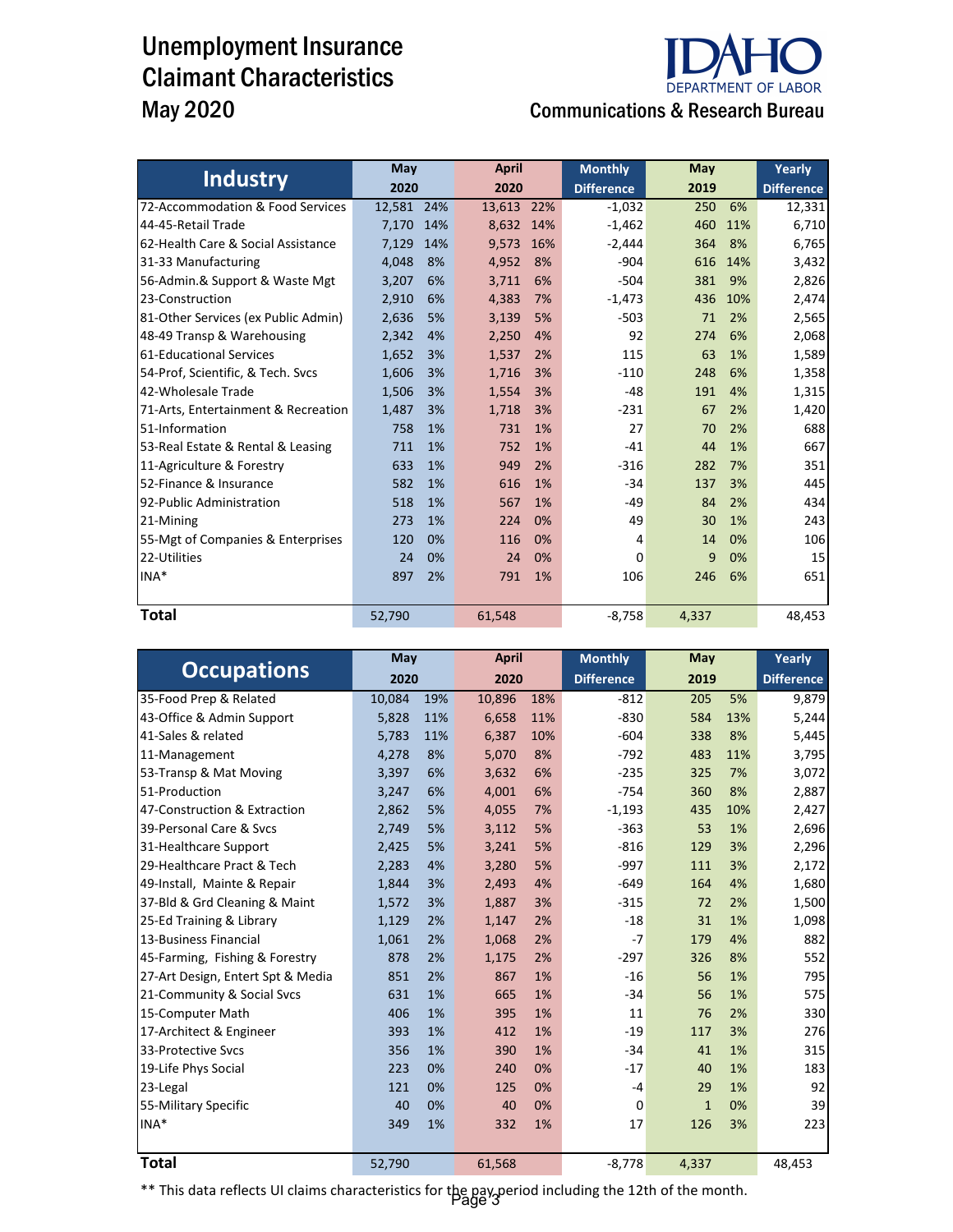# Unemployment Insurance Claimant Characteristics

## May 2020

**IDAHO DEPARTMENT OF LABOR**

**Communications & Research Bureau**

| Industry | May 2020 | | April 2020 | | Monthly Difference | May 2019 | | Yearly Difference |
|---|---|---|---|---|---|---|---|---|
| 72-Accommodation & Food Services | 12,581 | 24% | 13,613 | 22% | -1,032 | 250 | 6% | 12,331 |
| 44-45-Retail Trade | 7,170 | 14% | 8,632 | 14% | -1,462 | 460 | 11% | 6,710 |
| 62-Health Care & Social Assistance | 7,129 | 14% | 9,573 | 16% | -2,444 | 364 | 8% | 6,765 |
| 31-33 Manufacturing | 4,048 | 8% | 4,952 | 8% | -904 | 616 | 14% | 3,432 |
| 56-Admin.& Support & Waste Mgt | 3,207 | 6% | 3,711 | 6% | -504 | 381 | 9% | 2,826 |
| 23-Construction | 2,910 | 6% | 4,383 | 7% | -1,473 | 436 | 10% | 2,474 |
| 81-Other Services (ex Public Admin) | 2,636 | 5% | 3,139 | 5% | -503 | 71 | 2% | 2,565 |
| 48-49 Transp & Warehousing | 2,342 | 4% | 2,250 | 4% | 92 | 274 | 6% | 2,068 |
| 61-Educational Services | 1,652 | 3% | 1,537 | 2% | 115 | 63 | 1% | 1,589 |
| 54-Prof, Scientific, & Tech. Svcs | 1,606 | 3% | 1,716 | 3% | -110 | 248 | 6% | 1,358 |
| 42-Wholesale Trade | 1,506 | 3% | 1,554 | 3% | -48 | 191 | 4% | 1,315 |
| 71-Arts, Entertainment & Recreation | 1,487 | 3% | 1,718 | 3% | -231 | 67 | 2% | 1,420 |
| 51-Information | 758 | 1% | 731 | 1% | 27 | 70 | 2% | 688 |
| 53-Real Estate & Rental & Leasing | 711 | 1% | 752 | 1% | -41 | 44 | 1% | 667 |
| 11-Agriculture & Forestry | 633 | 1% | 949 | 2% | -316 | 282 | 7% | 351 |
| 52-Finance & Insurance | 582 | 1% | 616 | 1% | -34 | 137 | 3% | 445 |
| 92-Public Administration | 518 | 1% | 567 | 1% | -49 | 84 | 2% | 434 |
| 21-Mining | 273 | 1% | 224 | 0% | 49 | 30 | 1% | 243 |
| 55-Mgt of Companies & Enterprises | 120 | 0% | 116 | 0% | 4 | 14 | 0% | 106 |
| 22-Utilities | 24 | 0% | 24 | 0% | 0 | 9 | 0% | 15 |
| INA* | 897 | 2% | 791 | 1% | 106 | 246 | 6% | 651 |
| **Total** | 52,790 | | 61,548 | | -8,758 | 4,337 | | 48,453 |

| Occupations | May 2020 | | April 2020 | | Monthly Difference | May 2019 | | Yearly Difference |
|---|---|---|---|---|---|---|---|---|
| 35-Food Prep & Related | 10,084 | 19% | 10,896 | 18% | -812 | 205 | 5% | 9,879 |
| 43-Office & Admin Support | 5,828 | 11% | 6,658 | 11% | -830 | 584 | 13% | 5,244 |
| 41-Sales & related | 5,783 | 11% | 6,387 | 10% | -604 | 338 | 8% | 5,445 |
| 11-Management | 4,278 | 8% | 5,070 | 8% | -792 | 483 | 11% | 3,795 |
| 53-Transp & Mat Moving | 3,397 | 6% | 3,632 | 6% | -235 | 325 | 7% | 3,072 |
| 51-Production | 3,247 | 6% | 4,001 | 6% | -754 | 360 | 8% | 2,887 |
| 47-Construction & Extraction | 2,862 | 5% | 4,055 | 7% | -1,193 | 435 | 10% | 2,427 |
| 39-Personal Care & Svcs | 2,749 | 5% | 3,112 | 5% | -363 | 53 | 1% | 2,696 |
| 31-Healthcare Support | 2,425 | 5% | 3,241 | 5% | -816 | 129 | 3% | 2,296 |
| 29-Healthcare Pract & Tech | 2,283 | 4% | 3,280 | 5% | -997 | 111 | 3% | 2,172 |
| 49-Install, Mainte & Repair | 1,844 | 3% | 2,493 | 4% | -649 | 164 | 4% | 1,680 |
| 37-Bld & Grd Cleaning & Maint | 1,572 | 3% | 1,887 | 3% | -315 | 72 | 2% | 1,500 |
| 25-Ed Training & Library | 1,129 | 2% | 1,147 | 2% | -18 | 31 | 1% | 1,098 |
| 13-Business Financial | 1,061 | 2% | 1,068 | 2% | -7 | 179 | 4% | 882 |
| 45-Farming, Fishing & Forestry | 878 | 2% | 1,175 | 2% | -297 | 326 | 8% | 552 |
| 27-Art Design, Entert Spt & Media | 851 | 2% | 867 | 1% | -16 | 56 | 1% | 795 |
| 21-Community & Social Svcs | 631 | 1% | 665 | 1% | -34 | 56 | 1% | 575 |
| 15-Computer Math | 406 | 1% | 395 | 1% | 11 | 76 | 2% | 330 |
| 17-Architect & Engineer | 393 | 1% | 412 | 1% | -19 | 117 | 3% | 276 |
| 33-Protective Svcs | 356 | 1% | 390 | 1% | -34 | 41 | 1% | 315 |
| 19-Life Phys Social | 223 | 0% | 240 | 0% | -17 | 40 | 1% | 183 |
| 23-Legal | 121 | 0% | 125 | 0% | -4 | 29 | 1% | 92 |
| 55-Military Specific | 40 | 0% | 40 | 0% | 0 | 1 | 0% | 39 |
| INA* | 349 | 1% | 332 | 1% | 17 | 126 | 3% | 223 |
| **Total** | 52,790 | | 61,568 | | -8,778 | 4,337 | | 48,453 |

** This data reflects UI claims characteristics for the pay period including the 12th of the month.